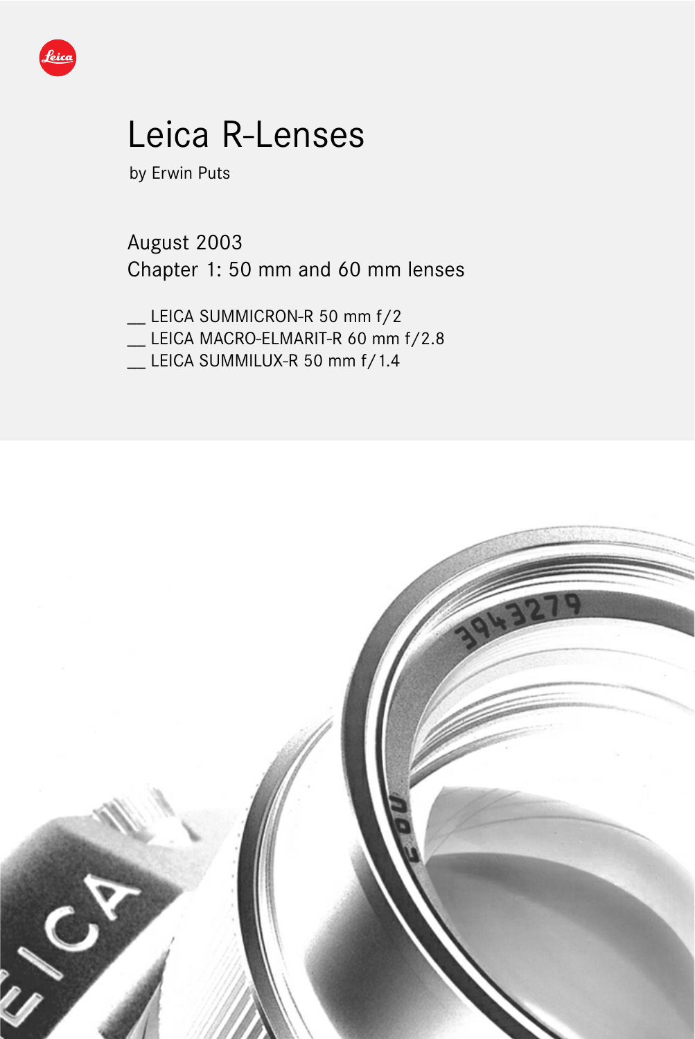# Leica R-Lenses

by Erwin Puts

August 2003

Chapter 1: 50 mm and 60 mm lenses

__ LEICA SUMMICRON-R 50 mm f/2

__ LEICA MACRO-ELMARIT-R 60 mm f/2.8

__ LEICA SUMMILUX-R 50 mm f/1.4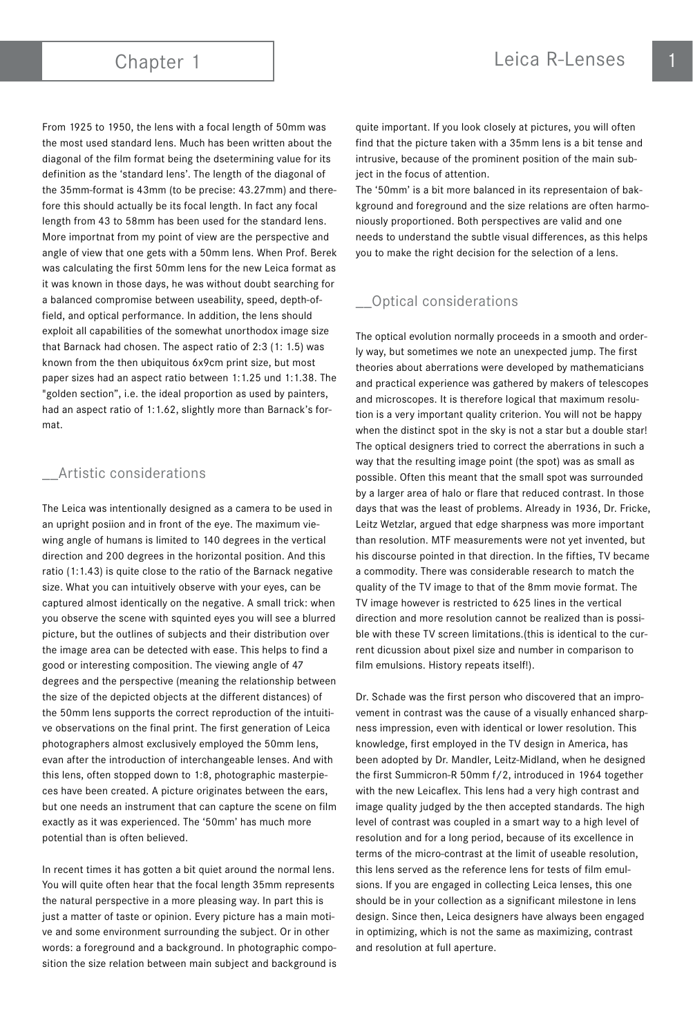From 1925 to 1950, the lens with a focal length of 50mm was the most used standard lens. Much has been written about the diagonal of the film format being the dsetermining value for its definition as the 'standard lens'. The length of the diagonal of the 35mm-format is 43mm (to be precise: 43.27mm) and therefore this should actually be its focal length. In fact any focal length from 43 to 58mm has been used for the standard lens. More importnat from my point of view are the perspective and angle of view that one gets with a 50mm lens. When Prof. Berek was calculating the first 50mm lens for the new Leica format as it was known in those days, he was without doubt searching for a balanced compromise between useability, speed, depth-of-field, and optical performance. In addition, the lens should exploit all capabilities of the somewhat unorthodox image size that Barnack had chosen. The aspect ratio of 2:3 (1: 1.5) was known from the then ubiquitous 6x9cm print size, but most paper sizes had an aspect ratio between 1:1.25 und 1:1.38. The "golden section", i.e. the ideal proportion as used by painters, had an aspect ratio of 1:1.62, slightly more than Barnack's format.

## __Artistic considerations

The Leica was intentionally designed as a camera to be used in an upright posiion and in front of the eye. The maximum viewing angle of humans is limited to 140 degrees in the vertical direction and 200 degrees in the horizontal position. And this ratio (1:1.43) is quite close to the ratio of the Barnack negative size. What you can intuitively observe with your eyes, can be captured almost identically on the negative. A small trick: when you observe the scene with squinted eyes you will see a blurred picture, but the outlines of subjects and their distribution over the image area can be detected with ease. This helps to find a good or interesting composition. The viewing angle of 47 degrees and the perspective (meaning the relationship between the size of the depicted objects at the different distances) of the 50mm lens supports the correct reproduction of the intuitive observations on the final print. The first generation of Leica photographers almost exclusively employed the 50mm lens, evan after the introduction of interchangeable lenses. And with this lens, often stopped down to 1:8, photographic masterpieces have been created. A picture originates between the ears, but one needs an instrument that can capture the scene on film exactly as it was experienced. The '50mm' has much more potential than is often believed.

In recent times it has gotten a bit quiet around the normal lens. You will quite often hear that the focal length 35mm represents the natural perspective in a more pleasing way. In part this is just a matter of taste or opinion. Every picture has a main motive and some environment surrounding the subject. Or in other words: a foreground and a background. In photographic composition the size relation between main subject and background is quite important. If you look closely at pictures, you will often find that the picture taken with a 35mm lens is a bit tense and intrusive, because of the prominent position of the main subject in the focus of attention.
The '50mm' is a bit more balanced in its representaion of bakkground and foreground and the size relations are often harmoniously proportioned. Both perspectives are valid and one needs to understand the subtle visual differences, as this helps you to make the right decision for the selection of a lens.

## __Optical considerations

The optical evolution normally proceeds in a smooth and orderly way, but sometimes we note an unexpected jump. The first theories about aberrations were developed by mathematicians and practical experience was gathered by makers of telescopes and microscopes. It is therefore logical that maximum resolution is a very important quality criterion. You will not be happy when the distinct spot in the sky is not a star but a double star! The optical designers tried to correct the aberrations in such a way that the resulting image point (the spot) was as small as possible. Often this meant that the small spot was surrounded by a larger area of halo or flare that reduced contrast. In those days that was the least of problems. Already in 1936, Dr. Fricke, Leitz Wetzlar, argued that edge sharpness was more important than resolution. MTF measurements were not yet invented, but his discourse pointed in that direction. In the fifties, TV became a commodity. There was considerable research to match the quality of the TV image to that of the 8mm movie format. The TV image however is restricted to 625 lines in the vertical direction and more resolution cannot be realized than is possible with these TV screen limitations.(this is identical to the current dicussion about pixel size and number in comparison to film emulsions. History repeats itself!).

Dr. Schade was the first person who discovered that an improvement in contrast was the cause of a visually enhanced sharpness impression, even with identical or lower resolution. This knowledge, first employed in the TV design in America, has been adopted by Dr. Mandler, Leitz-Midland, when he designed the first Summicron-R 50mm f/2, introduced in 1964 together with the new Leicaflex. This lens had a very high contrast and image quality judged by the then accepted standards. The high level of contrast was coupled in a smart way to a high level of resolution and for a long period, because of its excellence in terms of the micro-contrast at the limit of useable resolution, this lens served as the reference lens for tests of film emulsions. If you are engaged in collecting Leica lenses, this one should be in your collection as a significant milestone in lens design. Since then, Leica designers have always been engaged in optimizing, which is not the same as maximizing, contrast and resolution at full aperture.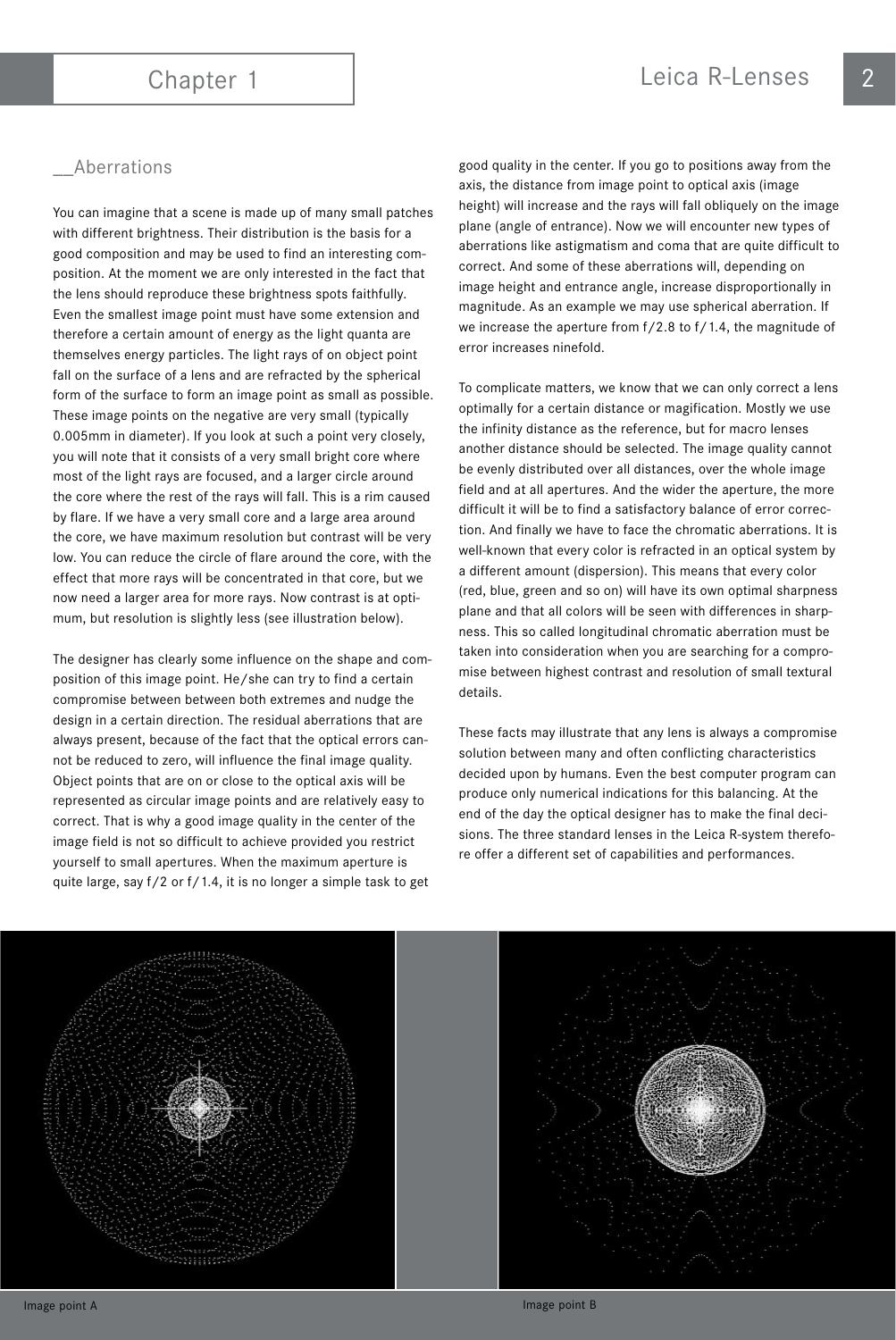## __Aberrations

You can imagine that a scene is made up of many small patches with different brightness. Their distribution is the basis for a good composition and may be used to find an interesting composition. At the moment we are only interested in the fact that the lens should reproduce these brightness spots faithfully. Even the smallest image point must have some extension and therefore a certain amount of energy as the light quanta are themselves energy particles. The light rays of on object point fall on the surface of a lens and are refracted by the spherical form of the surface to form an image point as small as possible. These image points on the negative are very small (typically 0.005mm in diameter). If you look at such a point very closely, you will note that it consists of a very small bright core where most of the light rays are focused, and a larger circle around the core where the rest of the rays will fall. This is a rim caused by flare. If we have a very small core and a large area around the core, we have maximum resolution but contrast will be very low. You can reduce the circle of flare around the core, with the effect that more rays will be concentrated in that core, but we now need a larger area for more rays. Now contrast is at optimum, but resolution is slightly less (see illustration below).

The designer has clearly some influence on the shape and composition of this image point. He/she can try to find a certain compromise between between both extremes and nudge the design in a certain direction. The residual aberrations that are always present, because of the fact that the optical errors cannot be reduced to zero, will influence the final image quality. Object points that are on or close to the optical axis will be represented as circular image points and are relatively easy to correct. That is why a good image quality in the center of the image field is not so difficult to achieve provided you restrict yourself to small apertures. When the maximum aperture is quite large, say f/2 or f/1.4, it is no longer a simple task to get good quality in the center. If you go to positions away from the axis, the distance from image point to optical axis (image height) will increase and the rays will fall obliquely on the image plane (angle of entrance). Now we will encounter new types of aberrations like astigmatism and coma that are quite difficult to correct. And some of these aberrations will, depending on image height and entrance angle, increase disproportionally in magnitude. As an example we may use spherical aberration. If we increase the aperture from f/2.8 to f/1.4, the magnitude of error increases ninefold.

To complicate matters, we know that we can only correct a lens optimally for a certain distance or magnification. Mostly we use the infinity distance as the reference, but for macro lenses another distance should be selected. The image quality cannot be evenly distributed over all distances, over the whole image field and at all apertures. And the wider the aperture, the more difficult it will be to find a satisfactory balance of error correction. And finally we have to face the chromatic aberrations. It is well-known that every color is refracted in an optical system by a different amount (dispersion). This means that every color (red, blue, green and so on) will have its own optimal sharpness plane and that all colors will be seen with differences in sharpness. This so called longitudinal chromatic aberration must be taken into consideration when you are searching for a compromise between highest contrast and resolution of small textural details.

These facts may illustrate that any lens is always a compromise solution between many and often conflicting characteristics decided upon by humans. Even the best computer program can produce only numerical indications for this balancing. At the end of the day the optical designer has to make the final decisions. The three standard lenses in the Leica R-system therefore offer a different set of capabilities and performances.

Image point A

Image point B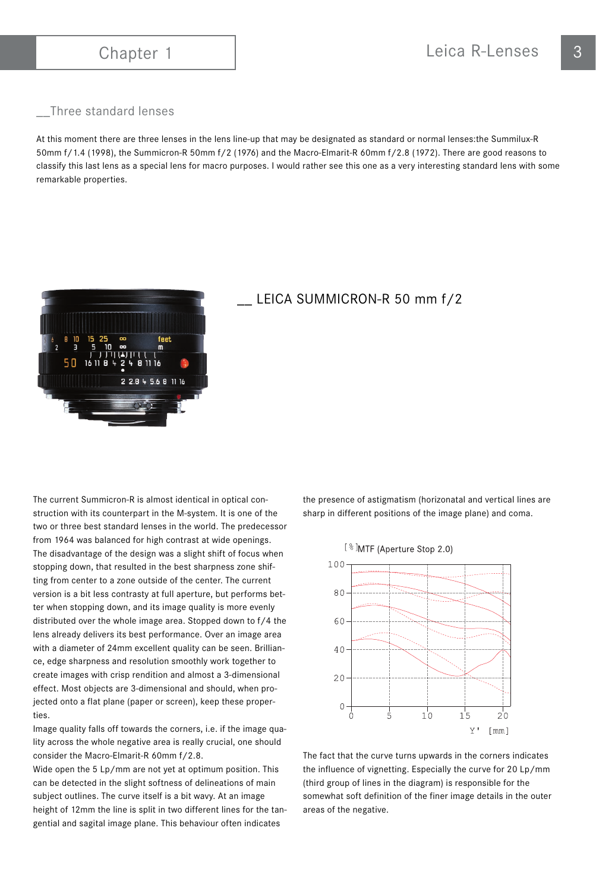## __Three standard lenses

At this moment there are three lenses in the lens line-up that may be designated as standard or normal lenses:the Summilux-R 50mm f/1.4 (1998), the Summicron-R 50mm f/2 (1976) and the Macro-Elmarit-R 60mm f/2.8 (1972). There are good reasons to classify this last lens as a special lens for macro purposes. I would rather see this one as a very interesting standard lens with some remarkable properties.

## __ LEICA SUMMICRON-R 50 mm f/2

The current Summicron-R is almost identical in optical construction with its counterpart in the M-system. It is one of the two or three best standard lenses in the world. The predecessor from 1964 was balanced for high contrast at wide openings. The disadvantage of the design was a slight shift of focus when stopping down, that resulted in the best sharpness zone shifting from center to a zone outside of the center. The current version is a bit less contrasty at full aperture, but performs better when stopping down, and its image quality is more evenly distributed over the whole image area. Stopped down to f/4 the lens already delivers its best performance. Over an image area with a diameter of 24mm excellent quality can be seen. Brilliance, edge sharpness and resolution smoothly work together to create images with crisp rendition and almost a 3-dimensional effect. Most objects are 3-dimensional and should, when projected onto a flat plane (paper or screen), keep these properties.

Image quality falls off towards the corners, i.e. if the image quality across the whole negative area is really crucial, one should consider the Macro-Elmarit-R 60mm f/2.8.

Wide open the 5 Lp/mm are not yet at optimum position. This can be detected in the slight softness of delineations of main subject outlines. The curve itself is a bit wavy. At an image height of 12mm the line is split in two different lines for the tangential and sagital image plane. This behaviour often indicates the presence of astigmatism (horizonatal and vertical lines are sharp in different positions of the image plane) and coma.

[%] MTF (Aperture Stop 2.0)

The fact that the curve turns upwards in the corners indicates the influence of vignetting. Especially the curve for 20 Lp/mm (third group of lines in the diagram) is responsible for the somewhat soft definition of the finer image details in the outer areas of the negative.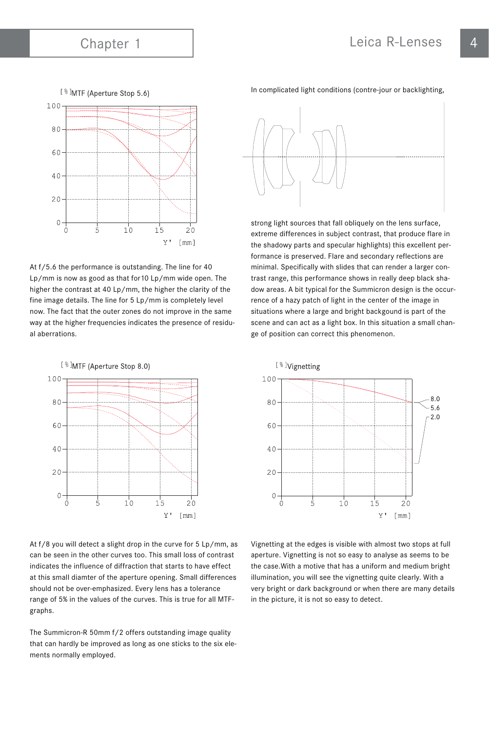[%]MTF (Aperture Stop 5.6)

At f/5.6 the performance is outstanding. The line for 40 Lp/mm is now as good as that for10 Lp/mm wide open. The higher the contrast at 40 Lp/mm, the higher the clarity of the fine image details. The line for 5 Lp/mm is completely level now. The fact that the outer zones do not improve in the same way at the higher frequencies indicates the presence of residual aberrations.

[%]MTF (Aperture Stop 8.0)

At f/8 you will detect a slight drop in the curve for 5 Lp/mm, as can be seen in the other curves too. This small loss of contrast indicates the influence of diffraction that starts to have effect at this small diamter of the aperture opening. Small differences should not be over-emphasized. Every lens has a tolerance range of 5% in the values of the curves. This is true for all MTF-graphs.

The Summicron-R 50mm f/2 offers outstanding image quality that can hardly be improved as long as one sticks to the six elements normally employed.

In complicated light conditions (contre-jour or backlighting, strong light sources that fall obliquely on the lens surface, extreme differences in subject contrast, that produce flare in the shadowy parts and specular highlights) this excellent performance is preserved. Flare and secondary reflections are minimal. Specifically with slides that can render a larger contrast range, this performance shows in really deep black shadow areas. A bit typical for the Summicron design is the occurrence of a hazy patch of light in the center of the image in situations where a large and bright backgound is part of the scene and can act as a light box. In this situation a small change of position can correct this phenomenon.

[%]Vignetting

Vignetting at the edges is visible with almost two stops at full aperture. Vignetting is not so easy to analyse as seems to be the case.With a motive that has a uniform and medium bright illumination, you will see the vignetting quite clearly. With a very bright or dark background or when there are many details in the picture, it is not so easy to detect.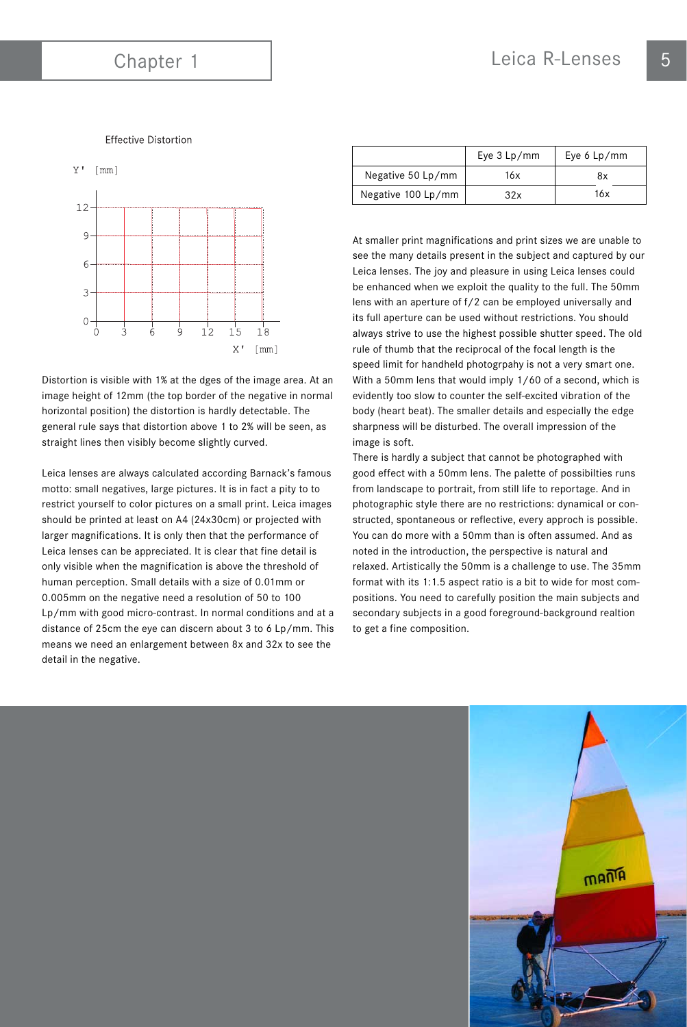Effective Distortion

Distortion is visible with 1% at the dges of the image area. At an image height of 12mm (the top border of the negative in normal horizontal position) the distortion is hardly detectable. The general rule says that distortion above 1 to 2% will be seen, as straight lines then visibly become slightly curved.

Leica lenses are always calculated according Barnack's famous motto: small negatives, large pictures. It is in fact a pity to to restrict yourself to color pictures on a small print. Leica images should be printed at least on A4 (24x30cm) or projected with larger magnifications. It is only then that the performance of Leica lenses can be appreciated. It is clear that fine detail is only visible when the magnification is above the threshold of human perception. Small details with a size of 0.01mm or 0.005mm on the negative need a resolution of 50 to 100 Lp/mm with good micro-contrast. In normal conditions and at a distance of 25cm the eye can discern about 3 to 6 Lp/mm. This means we need an enlargement between 8x and 32x to see the detail in the negative.

| | Eye 3 Lp/mm | Eye 6 Lp/mm |
|---|---|---|
| Negative 50 Lp/mm | 16x | 8x |
| Negative 100 Lp/mm | 32x | 16x |

At smaller print magnifications and print sizes we are unable to see the many details present in the subject and captured by our Leica lenses. The joy and pleasure in using Leica lenses could be enhanced when we exploit the quality to the full. The 50mm lens with an aperture of f/2 can be employed universally and its full aperture can be used without restrictions. You should always strive to use the highest possible shutter speed. The old rule of thumb that the reciprocal of the focal length is the speed limit for handheld photogrpahy is not a very smart one. With a 50mm lens that would imply 1/60 of a second, which is evidently too slow to counter the self-excited vibration of the body (heart beat). The smaller details and especially the edge sharpness will be disturbed. The overall impression of the image is soft.

There is hardly a subject that cannot be photographed with good effect with a 50mm lens. The palette of possibilties runs from landscape to portrait, from still life to reportage. And in photographic style there are no restrictions: dynamical or constructed, spontaneous or reflective, every approch is possible. You can do more with a 50mm than is often assumed. And as noted in the introduction, the perspective is natural and relaxed. Artistically the 50mm is a challenge to use. The 35mm format with its 1:1.5 aspect ratio is a bit to wide for most compositions. You need to carefully position the main subjects and secondary subjects in a good foreground-background realtion to get a fine composition.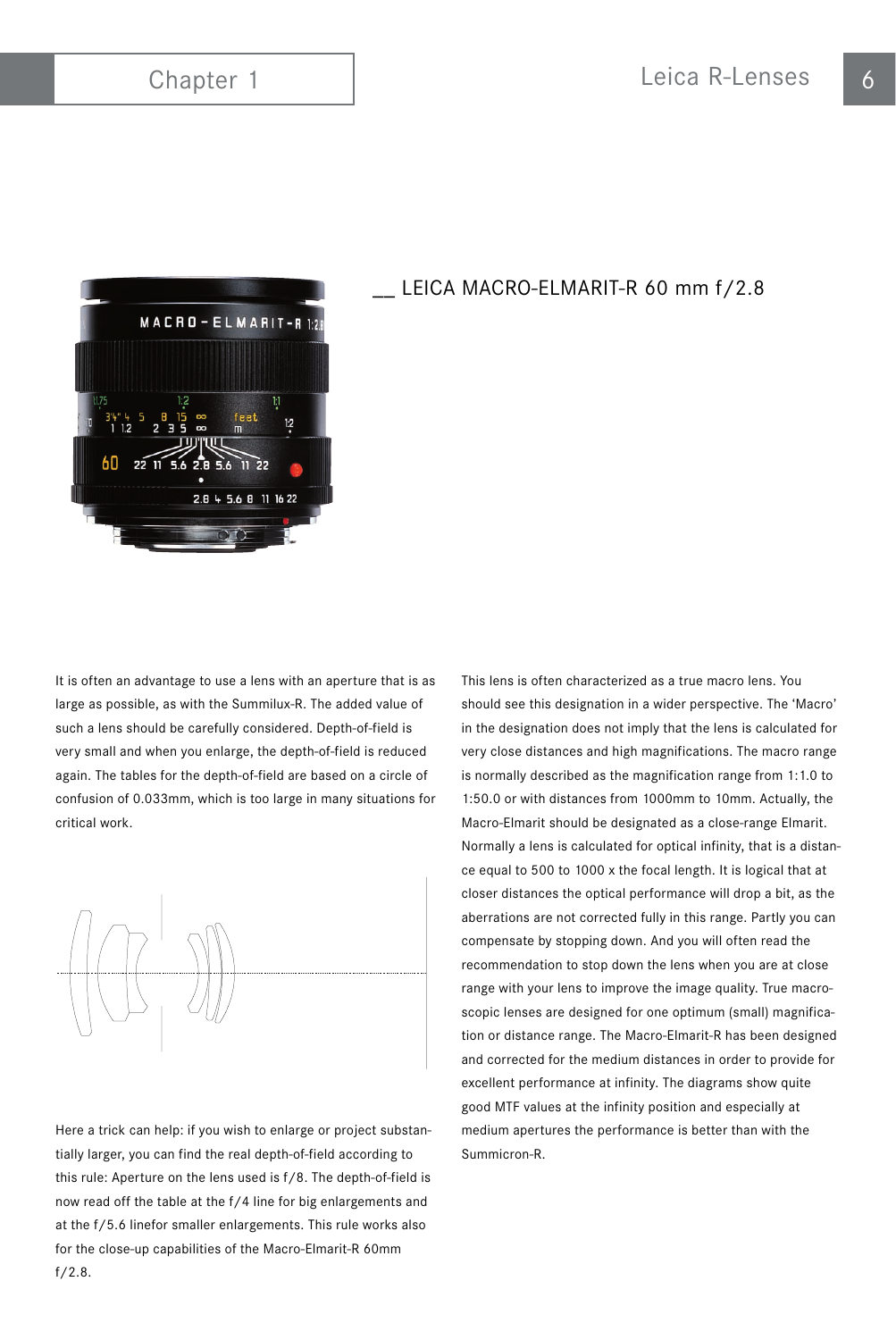## __ LEICA MACRO-ELMARIT-R 60 mm f/2.8

It is often an advantage to use a lens with an aperture that is as large as possible, as with the Summilux-R. The added value of such a lens should be carefully considered. Depth-of-field is very small and when you enlarge, the depth-of-field is reduced again. The tables for the depth-of-field are based on a circle of confusion of 0.033mm, which is too large in many situations for critical work.

Here a trick can help: if you wish to enlarge or project substantially larger, you can find the real depth-of-field according to this rule: Aperture on the lens used is f/8. The depth-of-field is now read off the table at the f/4 line for big enlargements and at the f/5.6 linefor smaller enlargements. This rule works also for the close-up capabilities of the Macro-Elmarit-R 60mm f/2.8.

This lens is often characterized as a true macro lens. You should see this designation in a wider perspective. The 'Macro' in the designation does not imply that the lens is calculated for very close distances and high magnifications. The macro range is normally described as the magnification range from 1:1.0 to 1:50.0 or with distances from 1000mm to 10mm. Actually, the Macro-Elmarit should be designated as a close-range Elmarit. Normally a lens is calculated for optical infinity, that is a distance equal to 500 to 1000 x the focal length. It is logical that at closer distances the optical performance will drop a bit, as the aberrations are not corrected fully in this range. Partly you can compensate by stopping down. And you will often read the recommendation to stop down the lens when you are at close range with your lens to improve the image quality. True macroscopic lenses are designed for one optimum (small) magnification or distance range. The Macro-Elmarit-R has been designed and corrected for the medium distances in order to provide for excellent performance at infinity. The diagrams show quite good MTF values at the infinity position and especially at medium apertures the performance is better than with the Summicron-R.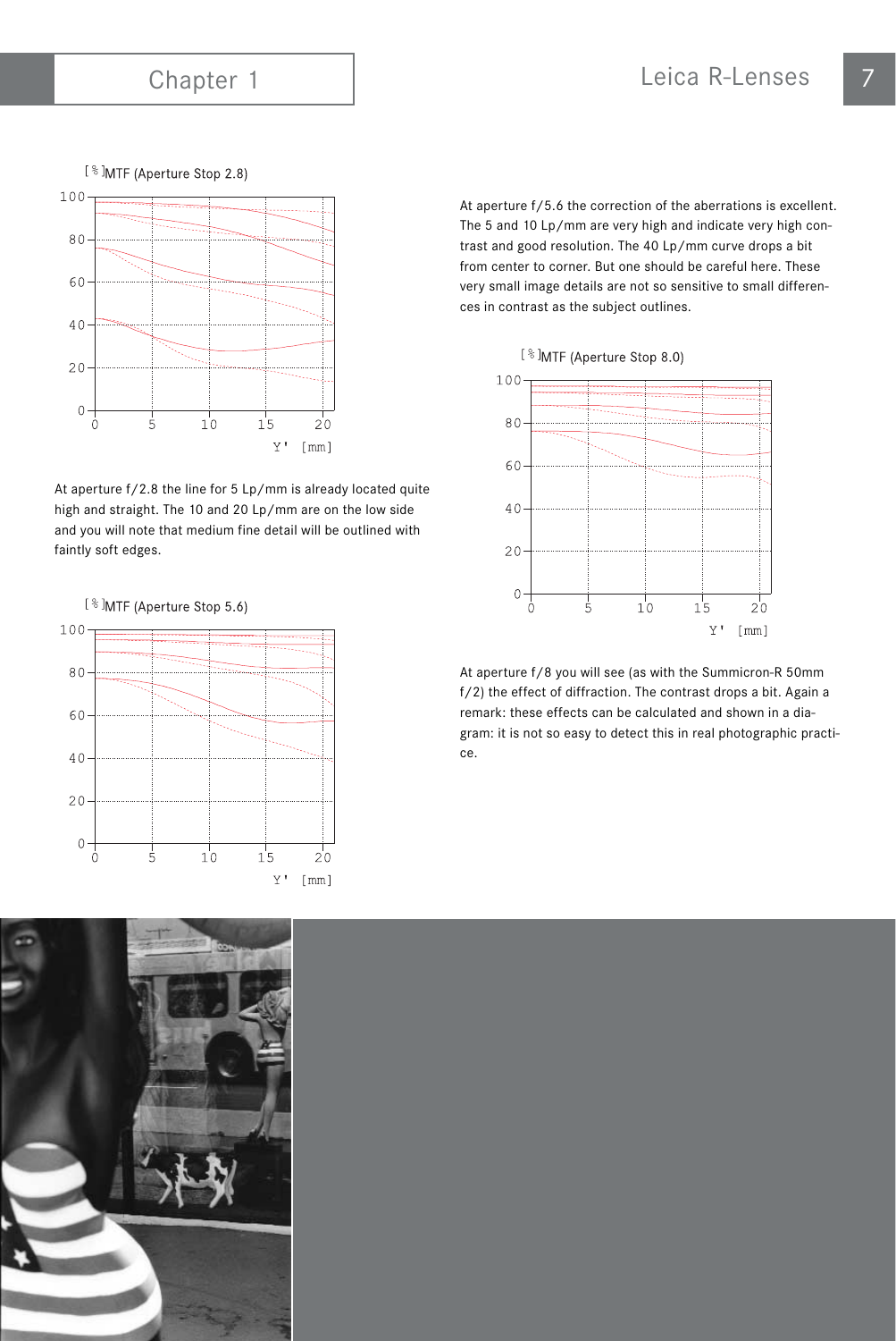[%]MTF (Aperture Stop 2.8)

At aperture f/2.8 the line for 5 Lp/mm is already located quite high and straight. The 10 and 20 Lp/mm are on the low side and you will note that medium fine detail will be outlined with faintly soft edges.

[%]MTF (Aperture Stop 5.6)

At aperture f/5.6 the correction of the aberrations is excellent. The 5 and 10 Lp/mm are very high and indicate very high contrast and good resolution. The 40 Lp/mm curve drops a bit from center to corner. But one should be careful here. These very small image details are not so sensitive to small differences in contrast as the subject outlines.

[%]MTF (Aperture Stop 8.0)

At aperture f/8 you will see (as with the Summicron-R 50mm f/2) the effect of diffraction. The contrast drops a bit. Again a remark: these effects can be calculated and shown in a diagram: it is not so easy to detect this in real photographic practice.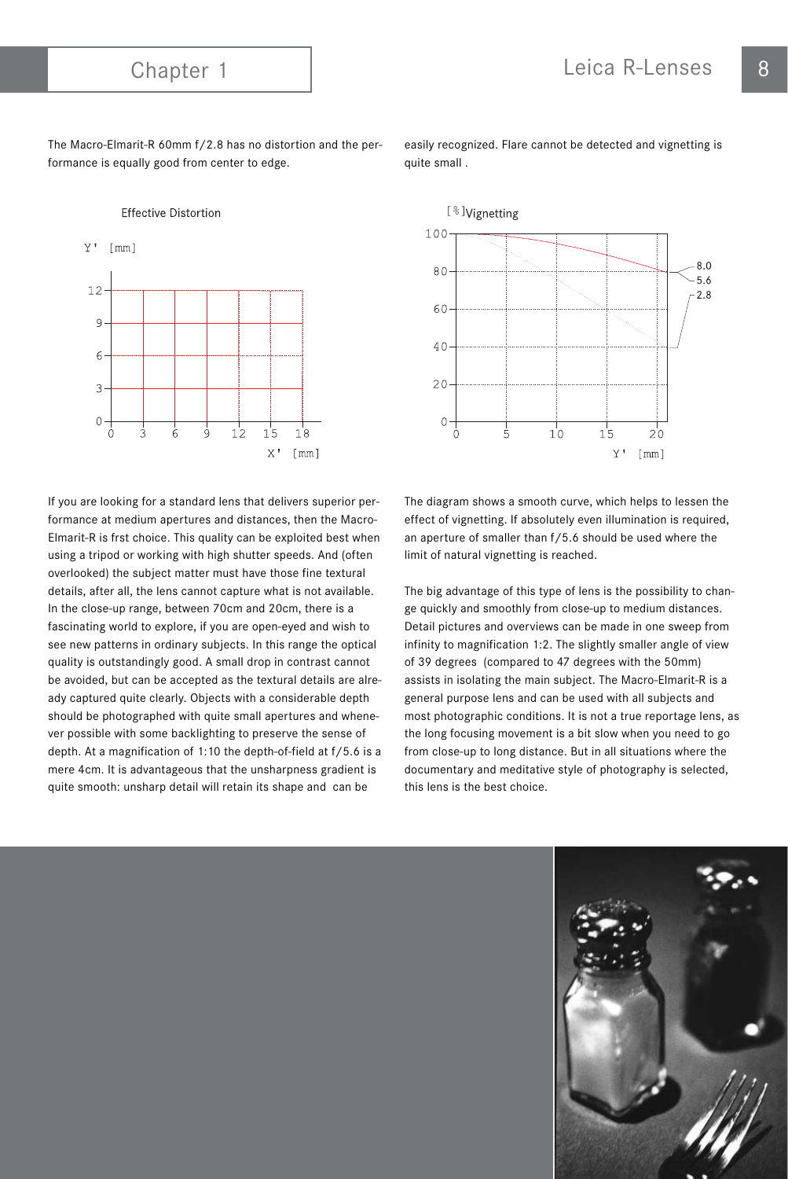The Macro-Elmarit-R 60mm f/2.8 has no distortion and the performance is equally good from center to edge.

Effective Distortion

easily recognized. Flare cannot be detected and vignetting is quite small .

Vignetting

If you are looking for a standard lens that delivers superior performance at medium apertures and distances, then the Macro-Elmarit-R is frst choice. This quality can be exploited best when using a tripod or working with high shutter speeds. And (often overlooked) the subject matter must have those fine textural details, after all, the lens cannot capture what is not available. In the close-up range, between 70cm and 20cm, there is a fascinating world to explore, if you are open-eyed and wish to see new patterns in ordinary subjects. In this range the optical quality is outstandingly good. A small drop in contrast cannot be avoided, but can be accepted as the textural details are already captured quite clearly. Objects with a considerable depth should be photographed with quite small apertures and whenever possible with some backlighting to preserve the sense of depth. At a magnification of 1:10 the depth-of-field at f/5.6 is a mere 4cm. It is advantageous that the unsharpness gradient is quite smooth: unsharp detail will retain its shape and can be

The diagram shows a smooth curve, which helps to lessen the effect of vignetting. If absolutely even illumination is required, an aperture of smaller than f/5.6 should be used where the limit of natural vignetting is reached.

The big advantage of this type of lens is the possibility to change quickly and smoothly from close-up to medium distances. Detail pictures and overviews can be made in one sweep from infinity to magnification 1:2. The slightly smaller angle of view of 39 degrees (compared to 47 degrees with the 50mm) assists in isolating the main subject. The Macro-Elmarit-R is a general purpose lens and can be used with all subjects and most photographic conditions. It is not a true reportage lens, as the long focusing movement is a bit slow when you need to go from close-up to long distance. But in all situations where the documentary and meditative style of photography is selected, this lens is the best choice.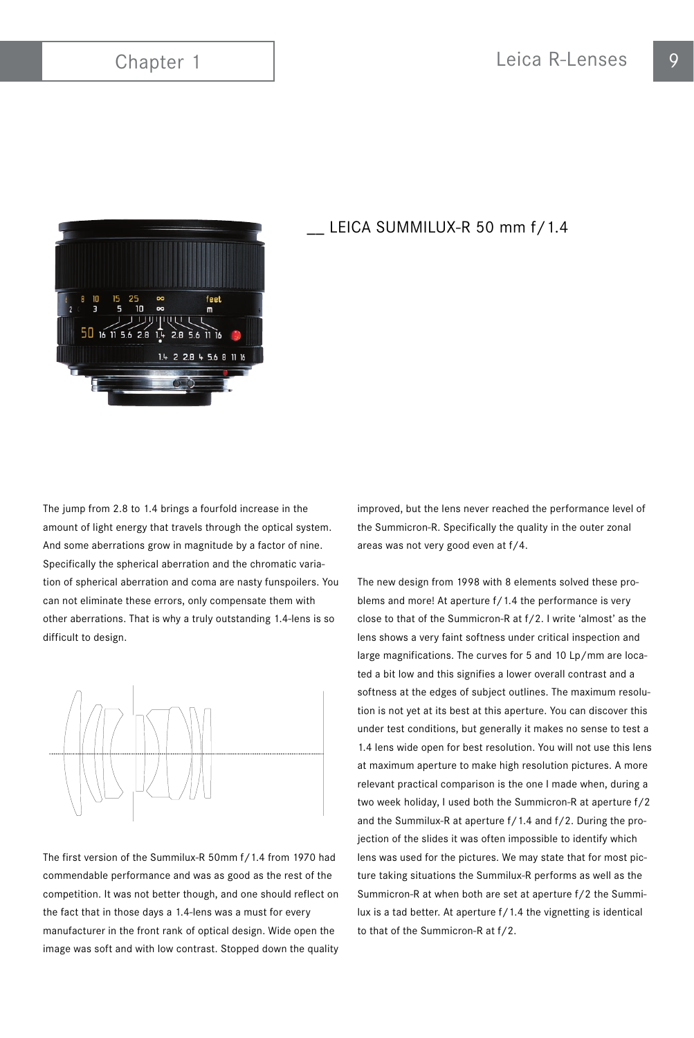## __ LEICA SUMMILUX-R 50 mm f/1.4

The jump from 2.8 to 1.4 brings a fourfold increase in the amount of light energy that travels through the optical system. And some aberrations grow in magnitude by a factor of nine. Specifically the spherical aberration and the chromatic variation of spherical aberration and coma are nasty funspoilers. You can not eliminate these errors, only compensate them with other aberrations. That is why a truly outstanding 1.4-lens is so difficult to design.

The first version of the Summilux-R 50mm f/1.4 from 1970 had commendable performance and was as good as the rest of the competition. It was not better though, and one should reflect on the fact that in those days a 1.4-lens was a must for every manufacturer in the front rank of optical design. Wide open the image was soft and with low contrast. Stopped down the quality improved, but the lens never reached the performance level of the Summicron-R. Specifically the quality in the outer zonal areas was not very good even at f/4.

The new design from 1998 with 8 elements solved these problems and more! At aperture f/1.4 the performance is very close to that of the Summicron-R at f/2. I write 'almost' as the lens shows a very faint softness under critical inspection and large magnifications. The curves for 5 and 10 Lp/mm are located a bit low and this signifies a lower overall contrast and a softness at the edges of subject outlines. The maximum resolution is not yet at its best at this aperture. You can discover this under test conditions, but generally it makes no sense to test a 1.4 lens wide open for best resolution. You will not use this lens at maximum aperture to make high resolution pictures. A more relevant practical comparison is the one I made when, during a two week holiday, I used both the Summicron-R at aperture f/2 and the Summilux-R at aperture f/1.4 and f/2. During the projection of the slides it was often impossible to identify which lens was used for the pictures. We may state that for most picture taking situations the Summilux-R performs as well as the Summicron-R at when both are set at aperture f/2 the Summilux is a tad better. At aperture f/1.4 the vignetting is identical to that of the Summicron-R at f/2.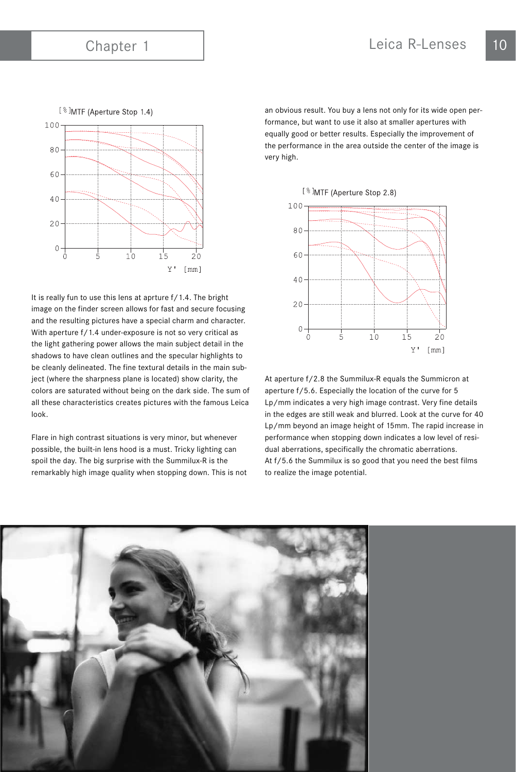[%]MTF (Aperture Stop 1.4)

It is really fun to use this lens at aprture f/1.4. The bright image on the finder screen allows for fast and secure focusing and the resulting pictures have a special charm and character. With aperture f/1.4 under-exposure is not so very critical as the light gathering power allows the main subject detail in the shadows to have clean outlines and the specular highlights to be cleanly delineated. The fine textural details in the main subject (where the sharpness plane is located) show clarity, the colors are saturated without being on the dark side. The sum of all these characteristics creates pictures with the famous Leica look.

Flare in high contrast situations is very minor, but whenever possible, the built-in lens hood is a must. Tricky lighting can spoil the day. The big surprise with the Summilux-R is the remarkably high image quality when stopping down. This is not an obvious result. You buy a lens not only for its wide open performance, but want to use it also at smaller apertures with equally good or better results. Especially the improvement of the performance in the area outside the center of the image is very high.

[%]MTF (Aperture Stop 2.8)

At aperture f/2.8 the Summilux-R equals the Summicron at aperture f/5.6. Especially the location of the curve for 5 Lp/mm indicates a very high image contrast. Very fine details in the edges are still weak and blurred. Look at the curve for 40 Lp/mm beyond an image height of 15mm. The rapid increase in performance when stopping down indicates a low level of residual aberrations, specifically the chromatic aberrations.
At f/5.6 the Summilux is so good that you need the best films to realize the image potential.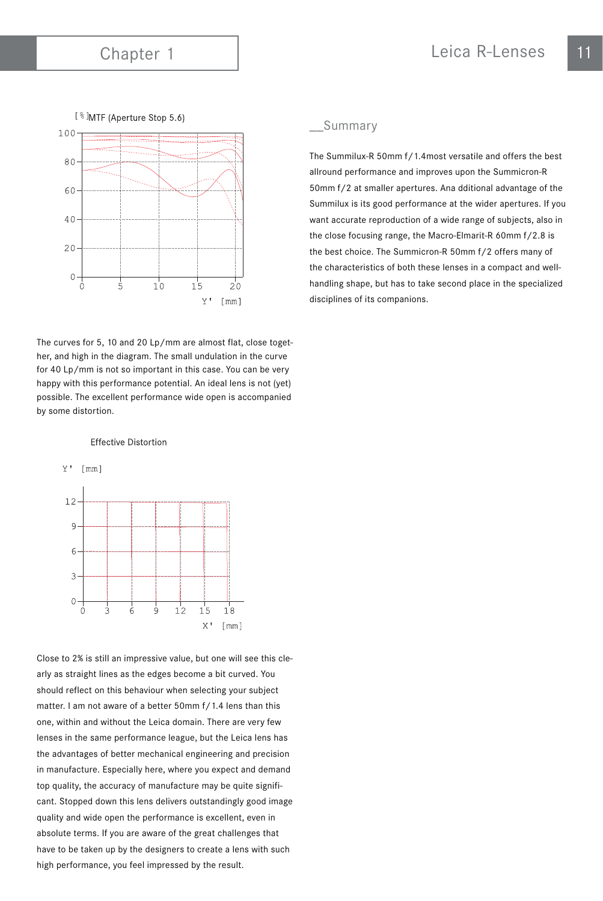[%]MTF (Aperture Stop 5.6)

100
80
60
40
20
0
0 5 10 15 20
Y' [mm]

The curves for 5, 10 and 20 Lp/mm are almost flat, close together, and high in the diagram. The small undulation in the curve for 40 Lp/mm is not so important in this case. You can be very happy with this performance potential. An ideal lens is not (yet) possible. The excellent performance wide open is accompanied by some distortion.

Effective Distortion

Y' [mm]

12
9
6
3
0
0 3 6 9 12 15 18
X' [mm]

Close to 2% is still an impressive value, but one will see this clearly as straight lines as the edges become a bit curved. You should reflect on this behaviour when selecting your subject matter. I am not aware of a better 50mm f/1.4 lens than this one, within and without the Leica domain. There are very few lenses in the same performance league, but the Leica lens has the advantages of better mechanical engineering and precision in manufacture. Especially here, where you expect and demand top quality, the accuracy of manufacture may be quite significant. Stopped down this lens delivers outstandingly good image quality and wide open the performance is excellent, even in absolute terms. If you are aware of the great challenges that have to be taken up by the designers to create a lens with such high performance, you feel impressed by the result.

## __Summary

The Summilux-R 50mm f/1.4most versatile and offers the best allround performance and improves upon the Summicron-R 50mm f/2 at smaller apertures. Ana dditional advantage of the Summilux is its good performance at the wider apertures. If you want accurate reproduction of a wide range of subjects, also in the close focusing range, the Macro-Elmarit-R 60mm f/2.8 is the best choice. The Summicron-R 50mm f/2 offers many of the characteristics of both these lenses in a compact and well-handling shape, but has to take second place in the specialized disciplines of its companions.